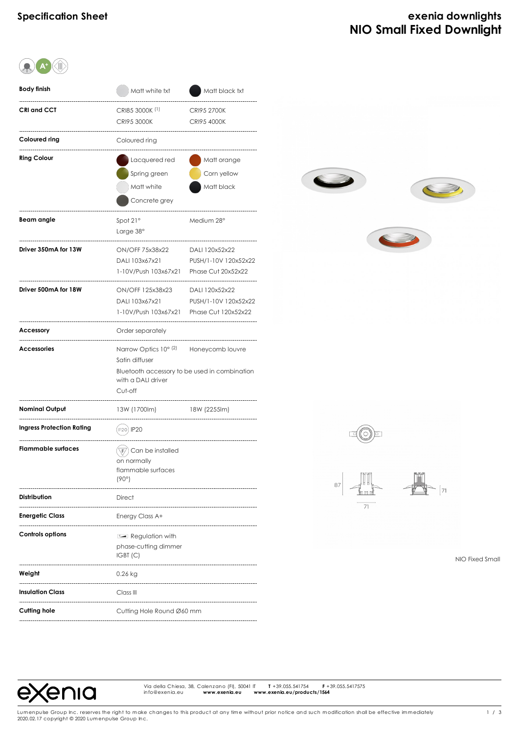# Specification Sheet

## exenia downlights
## NIO Small Fixed Downlight

| | | |
|---|---|---|
| **Body finish** | Matt white txt | Matt black txt |
| **CRI and CCT** | CRI85 3000K [1] | CRI95 2700K |
| | CRI95 3000K | CRI95 4000K |
| **Coloured ring** | Coloured ring | |
| **Ring Colour** | Lacquered red | Matt orange |
| | Spring green | Corn yellow |
| | Matt white | Matt black |
| | Concrete grey | |
| **Beam angle** | Spot 21° | Medium 28° |
| | Large 38° | |
| **Driver 350mA for 13W** | ON/OFF 75x38x22 | DALI 120x52x22 |
| | DALI 103x67x21 | PUSH/1-10V 120x52x22 |
| | 1-10V/Push 103x67x21 | Phase Cut 20x52x22 |
| **Driver 500mA for 18W** | ON/OFF 125x38x23 | DALI 120x52x22 |
| | DALI 103x67x21 | PUSH/1-10V 120x52x22 |
| | 1-10V/Push 103x67x21 | Phase Cut 120x52x22 |
| **Accessory** | Order separately | |
| **Accessories** | Narrow Optics 10° [2] | Honeycomb louvre |
| | Satin diffuser | |
| | Bluetooth accessory to be used in combination with a DALI driver | |
| | Cut-off | |
| **Nominal Output** | 13W (1700lm) | 18W (2255lm) |
| **Ingress Protection Rating** | IP20 | |
| **Flammable surfaces** | Can be installed on normally flammable surfaces (90°) | |
| **Distribution** | Direct | |
| **Energetic Class** | Energy Class A+ | |
| **Controls options** | Regulation with phase-cutting dimmer IGBT (C) | |
| **Weight** | 0.26 kg | |
| **Insulation Class** | Class III | |
| **Cutting hole** | Cutting Hole Round Ø60 mm | |

87 71 71

NIO Fixed Small

Via della Chiesa, 38, Calenzano (FI), 50041 IT  **T** +39.055.541754  **F** +39.055.5417575
info@exenia.eu  **www.exenia.eu**  **www.exenia.eu/products/1564**

Lumenpulse Group Inc. reserves the right to make changes to this product at any time without prior notice and such modification shall be effective immediately
2020.02.17 copyright © 2020 Lumenpulse Group Inc.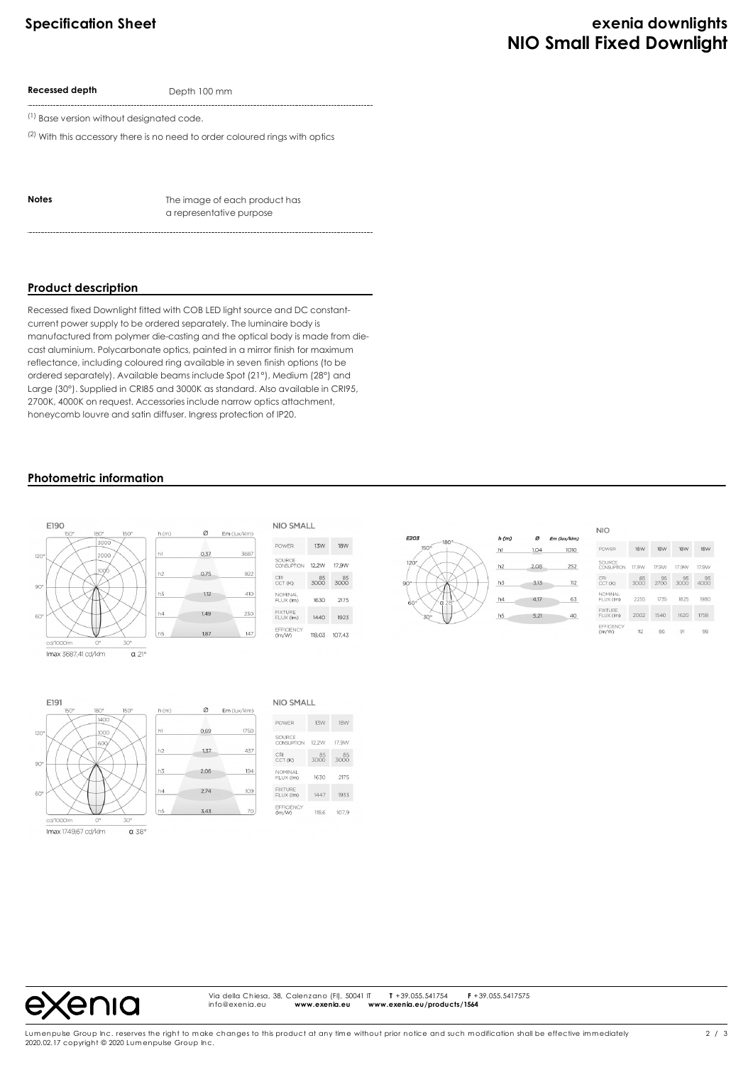| Recessed depth | Depth 100 mm |
|---|---|

[1] Base version without designated code.

[2] With this accessory there is no need to order coloured rings with optics

| Notes | The image of each product has a representative purpose |
|---|---|

## Product description

Recessed fixed Downlight fitted with COB LED light source and DC constant-current power supply to be ordered separately. The luminaire body is manufactured from polymer die-casting and the optical body is made from die-cast aluminium. Polycarbonate optics, painted in a mirror finish for maximum reflectance, including coloured ring available in seven finish options (to be ordered separately). Available beams include Spot (21°), Medium (28°) and Large (30°). Supplied in CRI85 and 3000K as standard. Also available in CRI95, 2700K, 4000K on request. Accessories include narrow optics attachment, honeycomb louvre and satin diffuser. Ingress protection of IP20.

## Photometric information

**E190** — Imax 3687,41 cd/klm — α 21°

| h (m) | Ø | Em (lux/klm) |
|---|---|---|
| h1 | 0,37 | 3687 |
| h2 | 0,75 | 922 |
| h3 | 1,12 | 410 |
| h4 | 1,49 | 230 |
| h5 | 1,87 | 147 |

NIO SMALL

| POWER | 13W | 18W |
|---|---|---|
| SOURCE CONSUPTION | 12,2W | 17,9W |
| CRI CCT (K) | 85 3000 | 85 3000 |
| NOMINAL FLUX (lm) | 1630 | 2175 |
| FIXTURE FLUX (lm) | 1440 | 1923 |
| EFFICIENCY (lm/W) | 118,03 | 107,43 |

**E203** — α 28°

| h (m) | Ø | Em (lux/klm) |
|---|---|---|
| h1 | 1,04 | 1010 |
| h2 | 2,08 | 252 |
| h3 | 3,13 | 112 |
| h4 | 4,17 | 63 |
| h5 | 5,21 | 40 |

NIO

| POWER | 18W | 18W | 18W | 18W |
|---|---|---|---|---|
| SOURCE CONSUPTION | 17,9W | 17,9W | 17,9W | 17,9W |
| CRI CCT (K) | 85 3000 | 95 2700 | 95 3000 | 95 4000 |
| NOMINAL FLUX (lm) | 2255 | 1735 | 1825 | 1980 |
| FIXTURE FLUX (lm) | 2002 | 1540 | 1620 | 1758 |
| EFFICIENCY (lm/W) | 112 | 86 | 91 | 98 |

**E191** — Imax 1749,67 cd/klm — α 38°

| h (m) | Ø | Em (lux/klm) |
|---|---|---|
| h1 | 0,69 | 1750 |
| h2 | 1,37 | 437 |
| h3 | 2,06 | 194 |
| h4 | 2,74 | 109 |
| h5 | 3,43 | 70 |

NIO SMALL

| POWER | 13W | 18W |
|---|---|---|
| SOURCE CONSUPTION | 12,2W | 17,9W |
| CRI CCT (K) | 85 3000 | 85 3000 |
| NOMINAL FLUX (lm) | 1630 | 2175 |
| FIXTURE FLUX (lm) | 1447 | 1933 |
| EFFICIENCY (lm/W) | 118,6 | 107,9 |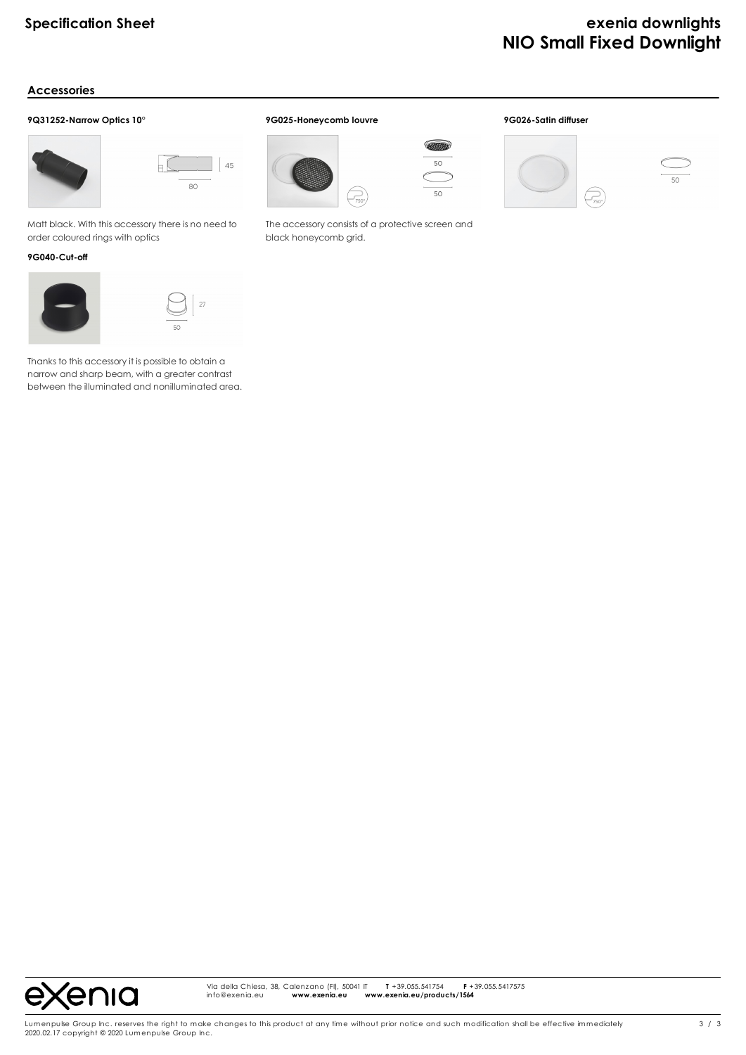# Specification Sheet

## exenia downlights
## NIO Small Fixed Downlight

### Accessories

**9Q31252-Narrow Optics 10°**

45

80

Matt black. With this accessory there is no need to order coloured rings with optics

**9G040-Cut-off**

27

50

Thanks to this accessory it is possible to obtain a narrow and sharp beam, with a greater contrast between the illuminated and nonilluminated area.

**9G025-Honeycomb louvre**

50

50

750°

The accessory consists of a protective screen and black honeycomb grid.

**9G026-Satin diffuser**

50

750°

Via della Chiesa, 38, Calenzano (FI), 50041 IT **T** +39.055.541754 **F** +39.055.5417575
info@exenia.eu **www.exenia.eu** **www.exenia.eu/products/1564**

Lumenpulse Group Inc. reserves the right to make changes to this product at any time without prior notice and such modification shall be effective immediately
2020.02.17 copyright © 2020 Lumenpulse Group Inc.